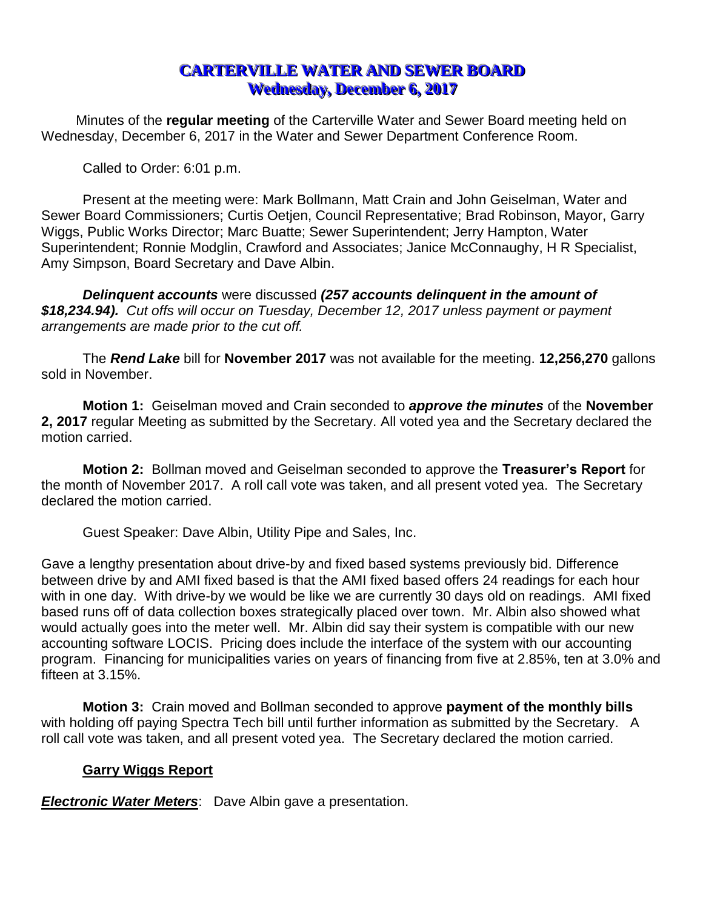# CARTERVILLE WATER AND SEWER BOARD
## Wednesday, December 6, 2017

Minutes of the **regular meeting** of the Carterville Water and Sewer Board meeting held on Wednesday, December 6, 2017 in the Water and Sewer Department Conference Room.

Called to Order: 6:01 p.m.

Present at the meeting were: Mark Bollmann, Matt Crain and John Geiselman, Water and Sewer Board Commissioners; Curtis Oetjen, Council Representative; Brad Robinson, Mayor, Garry Wiggs, Public Works Director; Marc Buatte; Sewer Superintendent; Jerry Hampton, Water Superintendent; Ronnie Modglin, Crawford and Associates; Janice McConnaughy, H R Specialist, Amy Simpson, Board Secretary and Dave Albin.

***Delinquent accounts*** were discussed ***(257 accounts delinquent in the amount of $18,234.94).*** *Cut offs will occur on Tuesday, December 12, 2017 unless payment or payment arrangements are made prior to the cut off.*

The ***Rend Lake*** bill for **November 2017** was not available for the meeting. **12,256,270** gallons sold in November.

**Motion 1:** Geiselman moved and Crain seconded to ***approve the minutes*** of the **November 2, 2017** regular Meeting as submitted by the Secretary. All voted yea and the Secretary declared the motion carried.

**Motion 2:** Bollman moved and Geiselman seconded to approve the **Treasurer's Report** for the month of November 2017. A roll call vote was taken, and all present voted yea. The Secretary declared the motion carried.

Guest Speaker: Dave Albin, Utility Pipe and Sales, Inc.

Gave a lengthy presentation about drive-by and fixed based systems previously bid. Difference between drive by and AMI fixed based is that the AMI fixed based offers 24 readings for each hour with in one day. With drive-by we would be like we are currently 30 days old on readings. AMI fixed based runs off of data collection boxes strategically placed over town. Mr. Albin also showed what would actually goes into the meter well. Mr. Albin did say their system is compatible with our new accounting software LOCIS. Pricing does include the interface of the system with our accounting program. Financing for municipalities varies on years of financing from five at 2.85%, ten at 3.0% and fifteen at 3.15%.

**Motion 3:** Crain moved and Bollman seconded to approve **payment of the monthly bills** with holding off paying Spectra Tech bill until further information as submitted by the Secretary. A roll call vote was taken, and all present voted yea. The Secretary declared the motion carried.

**Garry Wiggs Report**

***Electronic Water Meters***: Dave Albin gave a presentation.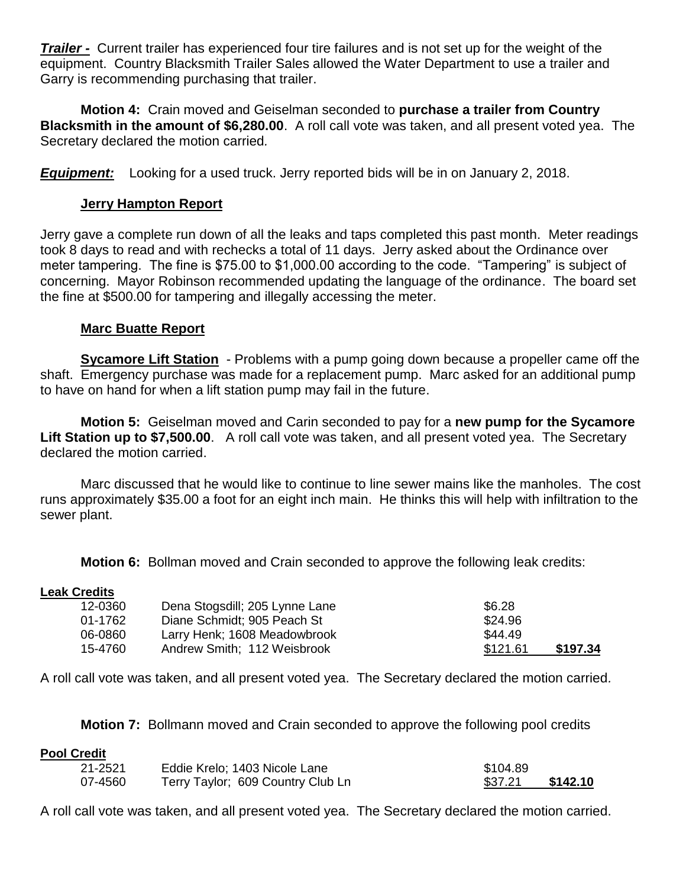***Trailer -*** Current trailer has experienced four tire failures and is not set up for the weight of the equipment. Country Blacksmith Trailer Sales allowed the Water Department to use a trailer and Garry is recommending purchasing that trailer.

**Motion 4:** Crain moved and Geiselman seconded to **purchase a trailer from Country Blacksmith in the amount of $6,280.00**. A roll call vote was taken, and all present voted yea. The Secretary declared the motion carried.

***Equipment:*** Looking for a used truck. Jerry reported bids will be in on January 2, 2018.

**Jerry Hampton Report**

Jerry gave a complete run down of all the leaks and taps completed this past month. Meter readings took 8 days to read and with rechecks a total of 11 days. Jerry asked about the Ordinance over meter tampering. The fine is $75.00 to $1,000.00 according to the code. "Tampering" is subject of concerning. Mayor Robinson recommended updating the language of the ordinance. The board set the fine at $500.00 for tampering and illegally accessing the meter.

**Marc Buatte Report**

**Sycamore Lift Station** - Problems with a pump going down because a propeller came off the shaft. Emergency purchase was made for a replacement pump. Marc asked for an additional pump to have on hand for when a lift station pump may fail in the future.

**Motion 5:** Geiselman moved and Carin seconded to pay for a **new pump for the Sycamore Lift Station up to $7,500.00**. A roll call vote was taken, and all present voted yea. The Secretary declared the motion carried.

Marc discussed that he would like to continue to line sewer mains like the manholes. The cost runs approximately $35.00 a foot for an eight inch main. He thinks this will help with infiltration to the sewer plant.

**Motion 6:** Bollman moved and Crain seconded to approve the following leak credits:

**Leak Credits**

| | | | |
|---|---|---|---|
| 12-0360 | Dena Stogsdill; 205 Lynne Lane | $6.28 | |
| 01-1762 | Diane Schmidt; 905 Peach St | $24.96 | |
| 06-0860 | Larry Henk; 1608 Meadowbrook | $44.49 | |
| 15-4760 | Andrew Smith; 112 Weisbrook | $121.61 | **$197.34** |

A roll call vote was taken, and all present voted yea. The Secretary declared the motion carried.

**Motion 7:** Bollmann moved and Crain seconded to approve the following pool credits

**Pool Credit**

| | | | |
|---|---|---|---|
| 21-2521 | Eddie Krelo; 1403 Nicole Lane | $104.89 | |
| 07-4560 | Terry Taylor; 609 Country Club Ln | $37.21 | **$142.10** |

A roll call vote was taken, and all present voted yea. The Secretary declared the motion carried.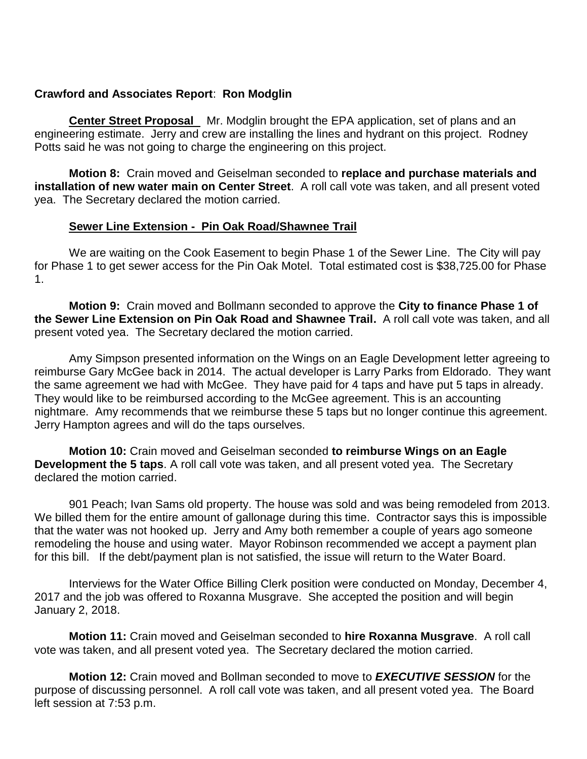**Crawford and Associates Report**: **Ron Modglin**

**Center Street Proposal** Mr. Modglin brought the EPA application, set of plans and an engineering estimate. Jerry and crew are installing the lines and hydrant on this project. Rodney Potts said he was not going to charge the engineering on this project.

**Motion 8:** Crain moved and Geiselman seconded to **replace and purchase materials and installation of new water main on Center Street**. A roll call vote was taken, and all present voted yea. The Secretary declared the motion carried.

**Sewer Line Extension - Pin Oak Road/Shawnee Trail**

We are waiting on the Cook Easement to begin Phase 1 of the Sewer Line. The City will pay for Phase 1 to get sewer access for the Pin Oak Motel. Total estimated cost is $38,725.00 for Phase 1.

**Motion 9:** Crain moved and Bollmann seconded to approve the **City to finance Phase 1 of the Sewer Line Extension on Pin Oak Road and Shawnee Trail.** A roll call vote was taken, and all present voted yea. The Secretary declared the motion carried.

Amy Simpson presented information on the Wings on an Eagle Development letter agreeing to reimburse Gary McGee back in 2014. The actual developer is Larry Parks from Eldorado. They want the same agreement we had with McGee. They have paid for 4 taps and have put 5 taps in already. They would like to be reimbursed according to the McGee agreement. This is an accounting nightmare. Amy recommends that we reimburse these 5 taps but no longer continue this agreement. Jerry Hampton agrees and will do the taps ourselves.

**Motion 10:** Crain moved and Geiselman seconded **to reimburse Wings on an Eagle Development the 5 taps**. A roll call vote was taken, and all present voted yea. The Secretary declared the motion carried.

901 Peach; Ivan Sams old property. The house was sold and was being remodeled from 2013. We billed them for the entire amount of gallonage during this time. Contractor says this is impossible that the water was not hooked up. Jerry and Amy both remember a couple of years ago someone remodeling the house and using water. Mayor Robinson recommended we accept a payment plan for this bill. If the debt/payment plan is not satisfied, the issue will return to the Water Board.

Interviews for the Water Office Billing Clerk position were conducted on Monday, December 4, 2017 and the job was offered to Roxanna Musgrave. She accepted the position and will begin January 2, 2018.

**Motion 11:** Crain moved and Geiselman seconded to **hire Roxanna Musgrave**. A roll call vote was taken, and all present voted yea. The Secretary declared the motion carried.

**Motion 12:** Crain moved and Bollman seconded to move to ***EXECUTIVE SESSION*** for the purpose of discussing personnel. A roll call vote was taken, and all present voted yea. The Board left session at 7:53 p.m.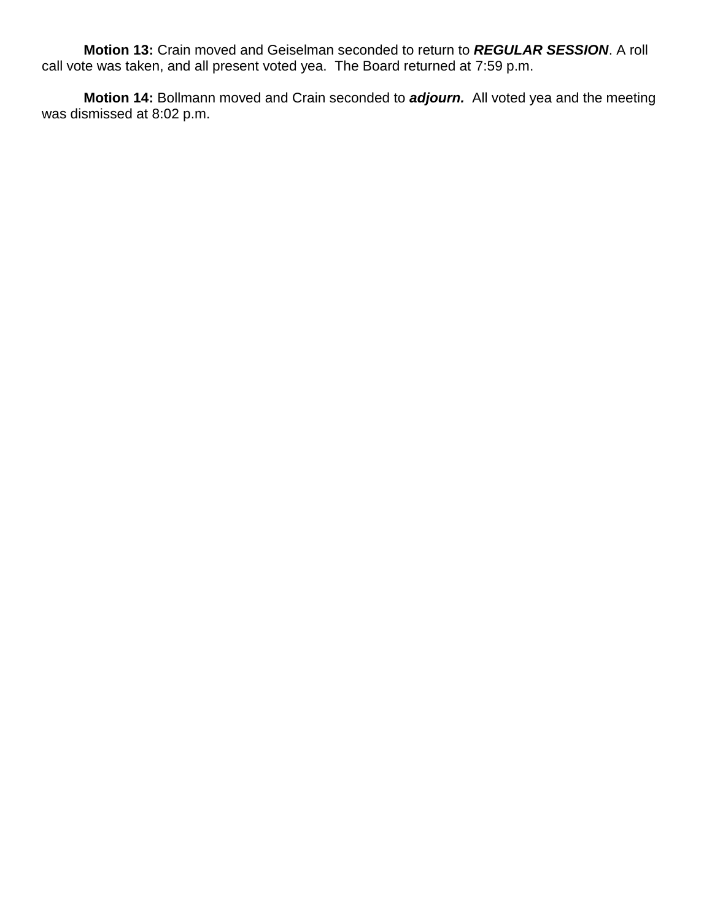**Motion 13:** Crain moved and Geiselman seconded to return to ***REGULAR SESSION***. A roll call vote was taken, and all present voted yea. The Board returned at 7:59 p.m.

**Motion 14:** Bollmann moved and Crain seconded to ***adjourn.*** All voted yea and the meeting was dismissed at 8:02 p.m.